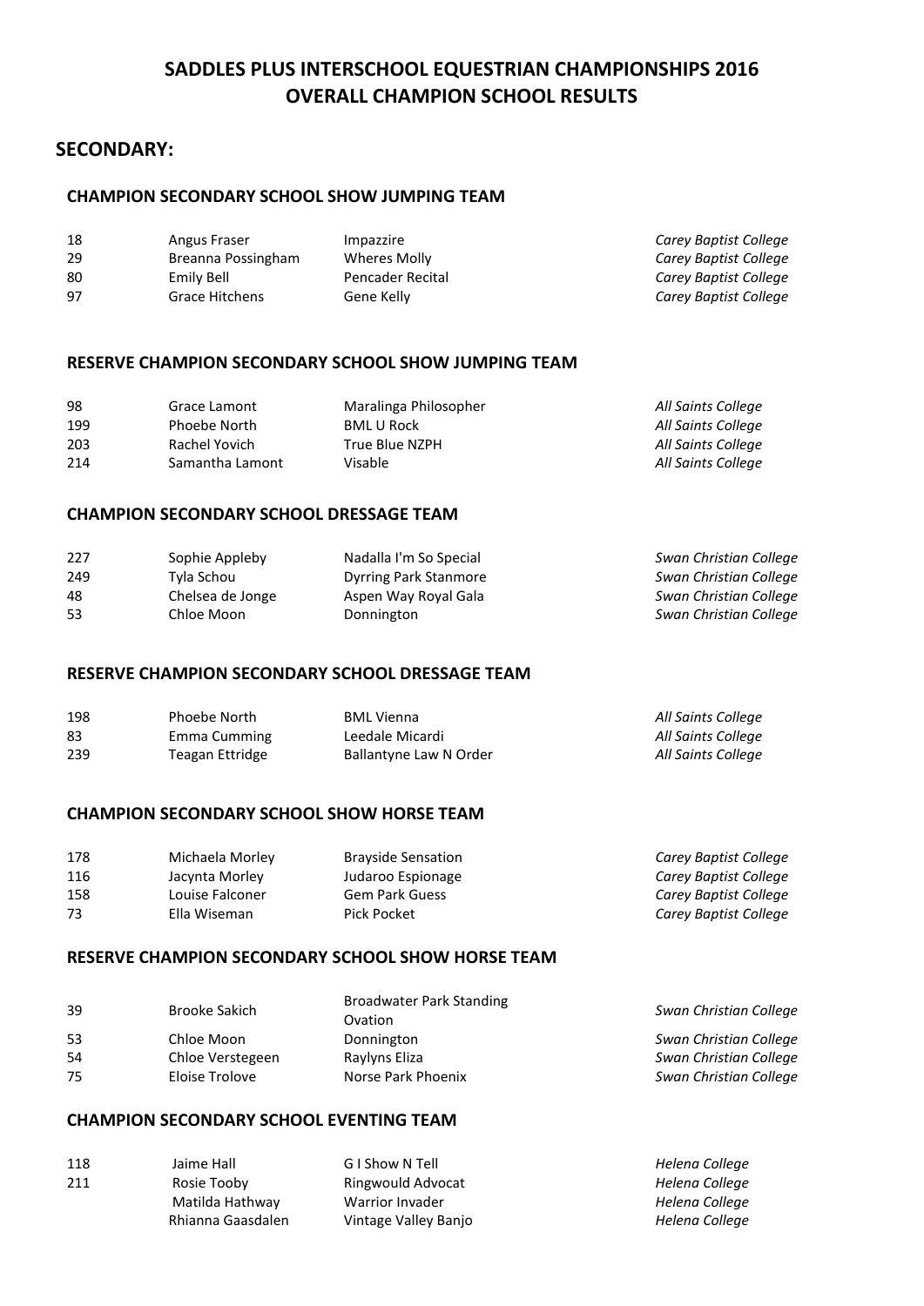# SADDLES PLUS INTERSCHOOL EQUESTRIAN CHAMPIONSHIPS 2016
# OVERALL CHAMPION SCHOOL RESULTS

## SECONDARY:

### CHAMPION SECONDARY SCHOOL SHOW JUMPING TEAM

| | | | |
|---|---|---|---|
| 18 | Angus Fraser | Impazzire | *Carey Baptist College* |
| 29 | Breanna Possingham | Wheres Molly | *Carey Baptist College* |
| 80 | Emily Bell | Pencader Recital | *Carey Baptist College* |
| 97 | Grace Hitchens | Gene Kelly | *Carey Baptist College* |

### RESERVE CHAMPION SECONDARY SCHOOL SHOW JUMPING TEAM

| | | | |
|---|---|---|---|
| 98 | Grace Lamont | Maralinga Philosopher | *All Saints College* |
| 199 | Phoebe North | BML U Rock | *All Saints College* |
| 203 | Rachel Yovich | True Blue NZPH | *All Saints College* |
| 214 | Samantha Lamont | Visable | *All Saints College* |

### CHAMPION SECONDARY SCHOOL DRESSAGE TEAM

| | | | |
|---|---|---|---|
| 227 | Sophie Appleby | Nadalla I'm So Special | *Swan Christian College* |
| 249 | Tyla Schou | Dyrring Park Stanmore | *Swan Christian College* |
| 48 | Chelsea de Jonge | Aspen Way Royal Gala | *Swan Christian College* |
| 53 | Chloe Moon | Donnington | *Swan Christian College* |

### RESERVE CHAMPION SECONDARY SCHOOL DRESSAGE TEAM

| | | | |
|---|---|---|---|
| 198 | Phoebe North | BML Vienna | *All Saints College* |
| 83 | Emma Cumming | Leedale Micardi | *All Saints College* |
| 239 | Teagan Ettridge | Ballantyne Law N Order | *All Saints College* |

### CHAMPION SECONDARY SCHOOL SHOW HORSE TEAM

| | | | |
|---|---|---|---|
| 178 | Michaela Morley | Brayside Sensation | *Carey Baptist College* |
| 116 | Jacynta Morley | Judaroo Espionage | *Carey Baptist College* |
| 158 | Louise Falconer | Gem Park Guess | *Carey Baptist College* |
| 73 | Ella Wiseman | Pick Pocket | *Carey Baptist College* |

### RESERVE CHAMPION SECONDARY SCHOOL SHOW HORSE TEAM

| | | | |
|---|---|---|---|
| 39 | Brooke Sakich | Broadwater Park Standing Ovation | *Swan Christian College* |
| 53 | Chloe Moon | Donnington | *Swan Christian College* |
| 54 | Chloe Verstegeen | Raylyns Eliza | *Swan Christian College* |
| 75 | Eloise Trolove | Norse Park Phoenix | *Swan Christian College* |

### CHAMPION SECONDARY SCHOOL EVENTING TEAM

| | | | |
|---|---|---|---|
| 118 | Jaime Hall | G I Show N Tell | *Helena College* |
| 211 | Rosie Tooby | Ringwould Advocat | *Helena College* |
| | Matilda Hathway | Warrior Invader | *Helena College* |
| | Rhianna Gaasdalen | Vintage Valley Banjo | *Helena College* |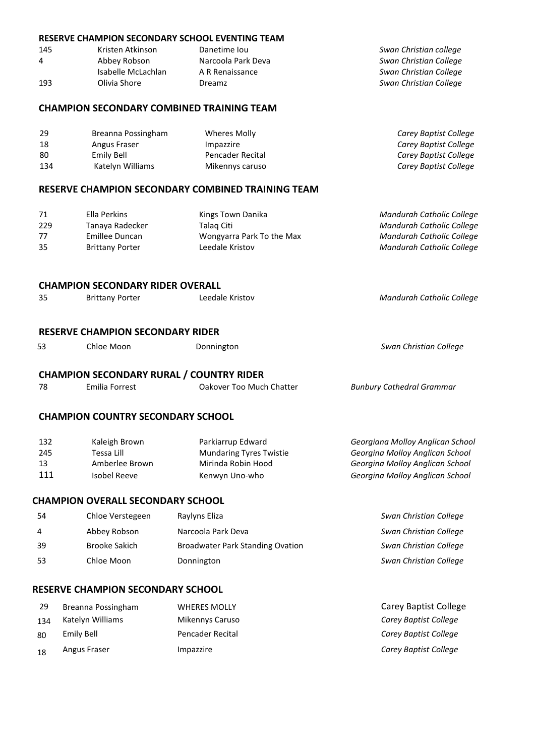**RESERVE CHAMPION SECONDARY SCHOOL EVENTING TEAM**

| | | | |
|---|---|---|---|
| 145 | Kristen Atkinson | Danetime Iou | *Swan Christian college* |
| 4 | Abbey Robson | Narcoola Park Deva | *Swan Christian College* |
| | Isabelle McLachlan | A R Renaissance | *Swan Christian College* |
| 193 | Olivia Shore | Dreamz | *Swan Christian College* |

**CHAMPION SECONDARY COMBINED TRAINING TEAM**

| | | | |
|---|---|---|---|
| 29 | Breanna Possingham | Wheres Molly | *Carey Baptist College* |
| 18 | Angus Fraser | Impazzire | *Carey Baptist College* |
| 80 | Emily Bell | Pencader Recital | *Carey Baptist College* |
| 134 | Katelyn Williams | Mikennys caruso | *Carey Baptist College* |

**RESERVE CHAMPION SECONDARY COMBINED TRAINING TEAM**

| | | | |
|---|---|---|---|
| 71 | Ella Perkins | Kings Town Danika | *Mandurah Catholic College* |
| 229 | Tanaya Radecker | Talaq Citi | *Mandurah Catholic College* |
| 77 | Emillee Duncan | Wongyarra Park To the Max | *Mandurah Catholic College* |
| 35 | Brittany Porter | Leedale Kristov | *Mandurah Catholic College* |

**CHAMPION SECONDARY RIDER OVERALL**

| | | | |
|---|---|---|---|
| 35 | Brittany Porter | Leedale Kristov | *Mandurah Catholic College* |

**RESERVE CHAMPION SECONDARY RIDER**

| | | | |
|---|---|---|---|
| 53 | Chloe Moon | Donnington | *Swan Christian College* |

**CHAMPION SECONDARY RURAL / COUNTRY RIDER**

| | | | |
|---|---|---|---|
| 78 | Emilia Forrest | Oakover Too Much Chatter | *Bunbury Cathedral Grammar* |

**CHAMPION COUNTRY SECONDARY SCHOOL**

| | | | |
|---|---|---|---|
| 132 | Kaleigh Brown | Parkiarrup Edward | *Georgiana Molloy Anglican School* |
| 245 | Tessa Lill | Mundaring Tyres Twistie | *Georgina Molloy Anglican School* |
| 13 | Amberlee Brown | Mirinda Robin Hood | *Georgina Molloy Anglican School* |
| 111 | Isobel Reeve | Kenwyn Uno-who | *Georgina Molloy Anglican School* |

**CHAMPION OVERALL SECONDARY SCHOOL**

| | | | |
|---|---|---|---|
| 54 | Chloe Verstegeen | Raylyns Eliza | *Swan Christian College* |
| 4 | Abbey Robson | Narcoola Park Deva | *Swan Christian College* |
| 39 | Brooke Sakich | Broadwater Park Standing Ovation | *Swan Christian College* |
| 53 | Chloe Moon | Donnington | *Swan Christian College* |

**RESERVE CHAMPION SECONDARY SCHOOL**

| | | | |
|---|---|---|---|
| 29 | Breanna Possingham | WHERES MOLLY | Carey Baptist College |
| 134 | Katelyn Williams | Mikennys Caruso | *Carey Baptist College* |
| 80 | Emily Bell | Pencader Recital | *Carey Baptist College* |
| 18 | Angus Fraser | Impazzire | *Carey Baptist College* |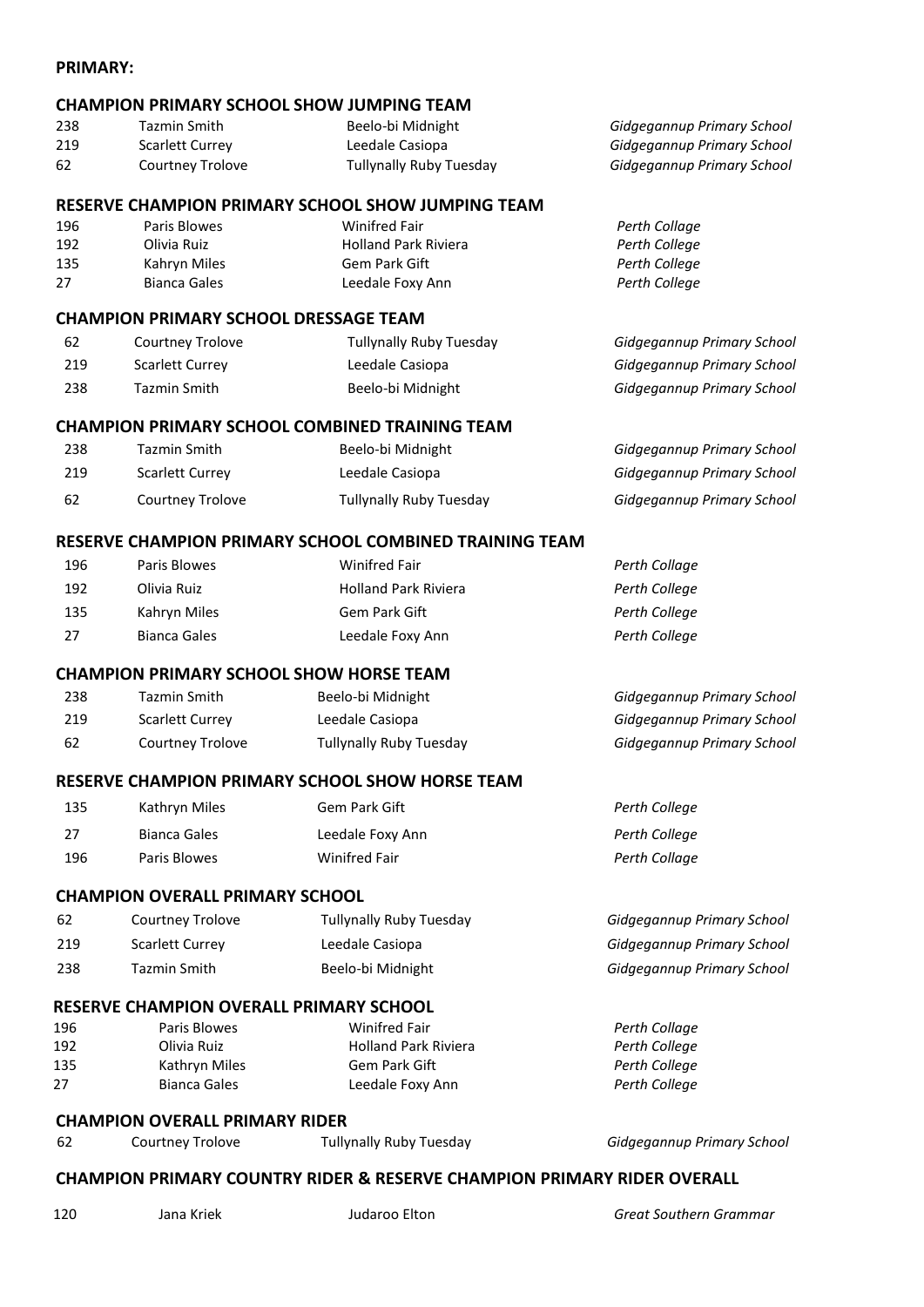**PRIMARY:**

### CHAMPION PRIMARY SCHOOL SHOW JUMPING TEAM

| | | | |
|---|---|---|---|
| 238 | Tazmin Smith | Beelo-bi Midnight | *Gidgegannup Primary School* |
| 219 | Scarlett Currey | Leedale Casiopa | *Gidgegannup Primary School* |
| 62 | Courtney Trolove | Tullynally Ruby Tuesday | *Gidgegannup Primary School* |

### RESERVE CHAMPION PRIMARY SCHOOL SHOW JUMPING TEAM

| | | | |
|---|---|---|---|
| 196 | Paris Blowes | Winifred Fair | *Perth Collage* |
| 192 | Olivia Ruiz | Holland Park Riviera | *Perth College* |
| 135 | Kahryn Miles | Gem Park Gift | *Perth College* |
| 27 | Bianca Gales | Leedale Foxy Ann | *Perth College* |

### CHAMPION PRIMARY SCHOOL DRESSAGE TEAM

| | | | |
|---|---|---|---|
| 62 | Courtney Trolove | Tullynally Ruby Tuesday | *Gidgegannup Primary School* |
| 219 | Scarlett Currey | Leedale Casiopa | *Gidgegannup Primary School* |
| 238 | Tazmin Smith | Beelo-bi Midnight | *Gidgegannup Primary School* |

### CHAMPION PRIMARY SCHOOL COMBINED TRAINING TEAM

| | | | |
|---|---|---|---|
| 238 | Tazmin Smith | Beelo-bi Midnight | *Gidgegannup Primary School* |
| 219 | Scarlett Currey | Leedale Casiopa | *Gidgegannup Primary School* |
| 62 | Courtney Trolove | Tullynally Ruby Tuesday | *Gidgegannup Primary School* |

### RESERVE CHAMPION PRIMARY SCHOOL COMBINED TRAINING TEAM

| | | | |
|---|---|---|---|
| 196 | Paris Blowes | Winifred Fair | *Perth Collage* |
| 192 | Olivia Ruiz | Holland Park Riviera | *Perth College* |
| 135 | Kahryn Miles | Gem Park Gift | *Perth College* |
| 27 | Bianca Gales | Leedale Foxy Ann | *Perth College* |

### CHAMPION PRIMARY SCHOOL SHOW HORSE TEAM

| | | | |
|---|---|---|---|
| 238 | Tazmin Smith | Beelo-bi Midnight | *Gidgegannup Primary School* |
| 219 | Scarlett Currey | Leedale Casiopa | *Gidgegannup Primary School* |
| 62 | Courtney Trolove | Tullynally Ruby Tuesday | *Gidgegannup Primary School* |

### RESERVE CHAMPION PRIMARY SCHOOL SHOW HORSE TEAM

| | | | |
|---|---|---|---|
| 135 | Kathryn Miles | Gem Park Gift | *Perth College* |
| 27 | Bianca Gales | Leedale Foxy Ann | *Perth College* |
| 196 | Paris Blowes | Winifred Fair | *Perth Collage* |

### CHAMPION OVERALL PRIMARY SCHOOL

| | | | |
|---|---|---|---|
| 62 | Courtney Trolove | Tullynally Ruby Tuesday | *Gidgegannup Primary School* |
| 219 | Scarlett Currey | Leedale Casiopa | *Gidgegannup Primary School* |
| 238 | Tazmin Smith | Beelo-bi Midnight | *Gidgegannup Primary School* |

### RESERVE CHAMPION OVERALL PRIMARY SCHOOL

| | | | |
|---|---|---|---|
| 196 | Paris Blowes | Winifred Fair | *Perth Collage* |
| 192 | Olivia Ruiz | Holland Park Riviera | *Perth College* |
| 135 | Kathryn Miles | Gem Park Gift | *Perth College* |
| 27 | Bianca Gales | Leedale Foxy Ann | *Perth College* |

### CHAMPION OVERALL PRIMARY RIDER

| | | | |
|---|---|---|---|
| 62 | Courtney Trolove | Tullynally Ruby Tuesday | *Gidgegannup Primary School* |

### CHAMPION PRIMARY COUNTRY RIDER & RESERVE CHAMPION PRIMARY RIDER OVERALL

| | | | |
|---|---|---|---|
| 120 | Jana Kriek | Judaroo Elton | *Great Southern Grammar* |